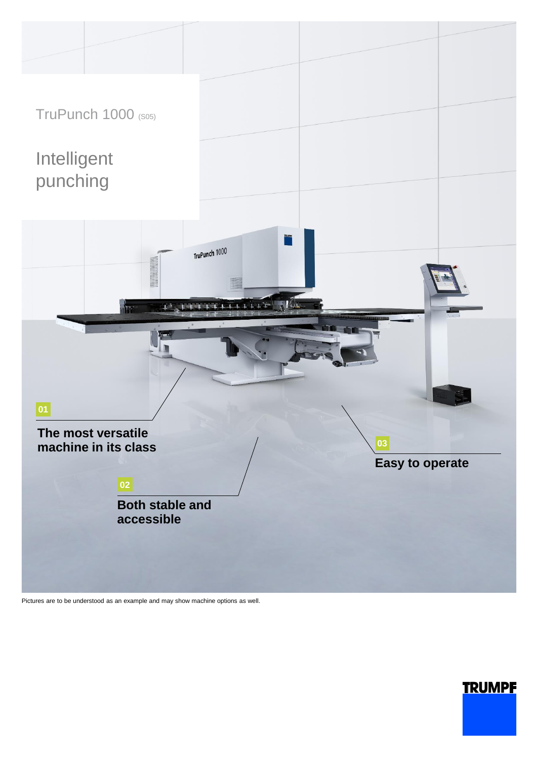TruPunch 1000 (S05)

# Intelligent punching

**01**

**The most versatile machine in its class**

**02**

**Both stable and accessible**

**03**

**Easy to operate**

Pictures are to be understood as an example and may show machine options as well.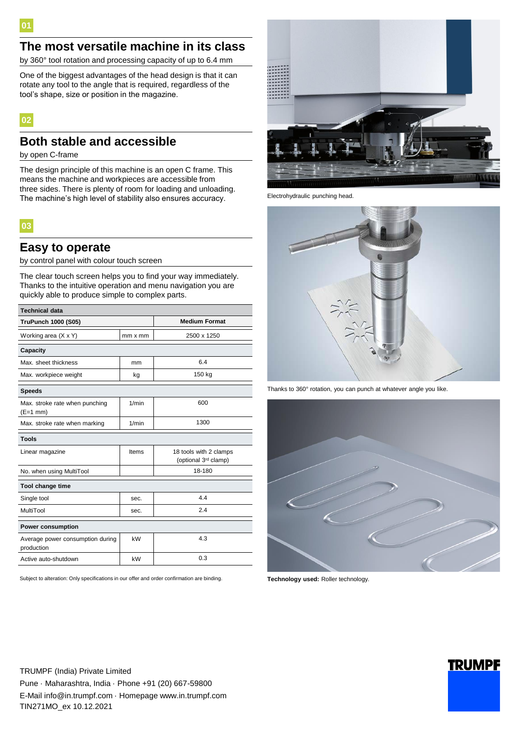**01**

## The most versatile machine in its class

by 360° tool rotation and processing capacity of up to 6.4 mm

One of the biggest advantages of the head design is that it can rotate any tool to the angle that is required, regardless of the tool's shape, size or position in the magazine.

**02**

## Both stable and accessible

by open C-frame

The design principle of this machine is an open C frame. This means the machine and workpieces are accessible from three sides. There is plenty of room for loading and unloading. The machine's high level of stability also ensures accuracy.

**03**

## Easy to operate

by control panel with colour touch screen

The clear touch screen helps you to find your way immediately. Thanks to the intuitive operation and menu navigation you are quickly able to produce simple to complex parts.

| **Technical data** | | |
|---|---|---|
| **TruPunch 1000 (S05)** | | **Medium Format** |
| Working area (X x Y) | mm x mm | 2500 x 1250 |
| **Capacity** | | |
| Max. sheet thickness | mm | 6.4 |
| Max. workpiece weight | kg | 150 kg |
| **Speeds** | | |
| Max. stroke rate when punching (E=1 mm) | 1/min | 600 |
| Max. stroke rate when marking | 1/min | 1300 |
| **Tools** | | |
| Linear magazine | Items | 18 tools with 2 clamps (optional 3rd clamp) |
| No. when using MultiTool | | 18-180 |
| **Tool change time** | | |
| Single tool | sec. | 4.4 |
| MultiTool | sec. | 2.4 |
| **Power consumption** | | |
| Average power consumption during production | kW | 4.3 |
| Active auto-shutdown | kW | 0.3 |

Subject to alteration: Only specifications in our offer and order confirmation are binding.

Electrohydraulic punching head.

Thanks to 360° rotation, you can punch at whatever angle you like.

**Technology used:** Roller technology.

TRUMPF (India) Private Limited
Pune · Maharashtra, India · Phone +91 (20) 667-59800
E-Mail info@in.trumpf.com · Homepage www.in.trumpf.com
TIN271MO_ex 10.12.2021

TRUMPF